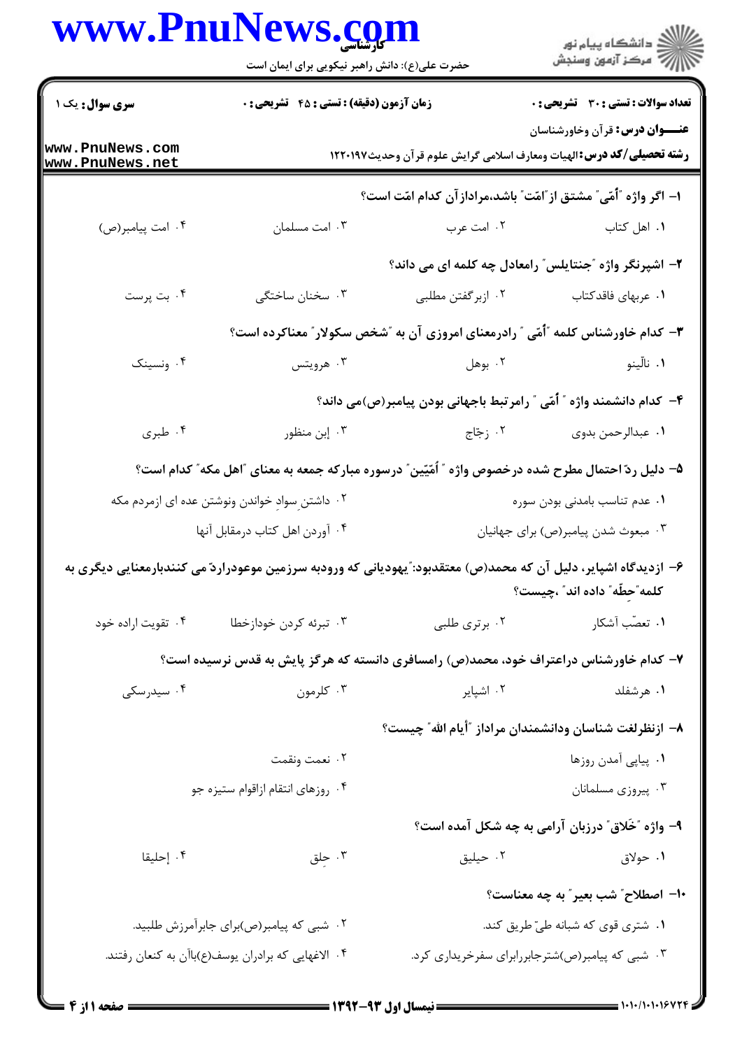**سری سوال:** یک ۱

**زمان آزمون (دقیقه) : تستی : ۴۵ تشریحی : ۰**

**تعداد سوالات : تستی : ۳۰ تشریحی : ۰**

**عنـــوان درس:** قرآن وخاورشناسان

**رشته تحصیلی/کد درس:** الهیات ومعارف اسلامی گرایش علوم قرآن وحدیث۱۲۲۰۱۹۷

۱- اگر واژه "اُمّی" مشتق از"امّت" باشد،مراداز آن کدام امّت است؟

۱. اهل کتاب
۲. امت عرب
۳. امت مسلمان
۴. امت پیامبر(ص)

۲- اشپرنگر واژه "جنتایلس" رامعادل چه کلمه ای می داند؟

۱. عربهای فاقدکتاب
۲. ازبرگفتن مطلبی
۳. سخنان ساختگی
۴. بت پرست

۳- کدام خاورشناس کلمه "اُمّی " رادرمعنای امروزی آن به "شخص سکولار" معناکرده است؟

۱. نالّینو
۲. بوهل
۳. هرویتس
۴. ونسینک

۴- کدام دانشمند واژه " اُمّی " رامرتبط باجهانی بودن پیامبر(ص)می داند؟

۱. عبدالرحمن بدوی
۲. زجّاج
۳. إبن منظور
۴. طبری

۵- دلیل ردّ احتمال مطرح شده درخصوص واژه " اُمّیّین" درسوره مبارکه جمعه به معنای "اهل مکه" کدام است؟

۱. عدم تناسب بامدنی بودن سوره
۲. داشتن سوادِ خواندن ونوشتن عده ای ازمردم مکه
۳. مبعوث شدن پیامبر(ص) برای جهانیان
۴. آوردن اهل کتاب درمقابل آنها

۶- ازدیدگاه اشپایر، دلیل آن که محمد(ص) معتقدبود:"یهودیانی که ورودبه سرزمین موعودراردّ می کنندبارمعنایی دیگری به کلمه"حِطّه" داده اند" ،چیست؟

۱. تعصّب آشکار
۲. برتری طلبی
۳. تبرئه کردن خودازخطا
۴. تقویت اراده خود

۷- کدام خاورشناس دراعتراف خود، محمد(ص) رامسافری دانسته که هرگز پایش به قدس نرسیده است؟

۱. هرشفلد
۲. اشپایر
۳. کلرمون
۴. سیدرسکی

۸- ازنظرلغت شناسان ودانشمندان مراداز "أیام الله" چیست؟

۱. پیاپی آمدن روزها
۲. نعمت ونقمت
۳. پیروزی مسلمانان
۴. روزهای انتقام ازاقوام ستیزه جو

۹- واژه "خَلاق" درزبان آرامی به چه شکل آمده است؟

۱. حولاق
۲. حیلیق
۳. حِلق
۴. إحلیقا

۱۰- اصطلاح" شب بعیر" به چه معناست؟

۱. شتری قوی که شبانه طیّ طریق کند.
۲. شبی که پیامبر(ص)برای جابرآمرزش طلبید.
۳. شبی که پیامبر(ص)شترجابررابرای سفرخریداری کرد.
۴. الاغهایی که برادران یوسف(ع)باآن به کنعان رفتند.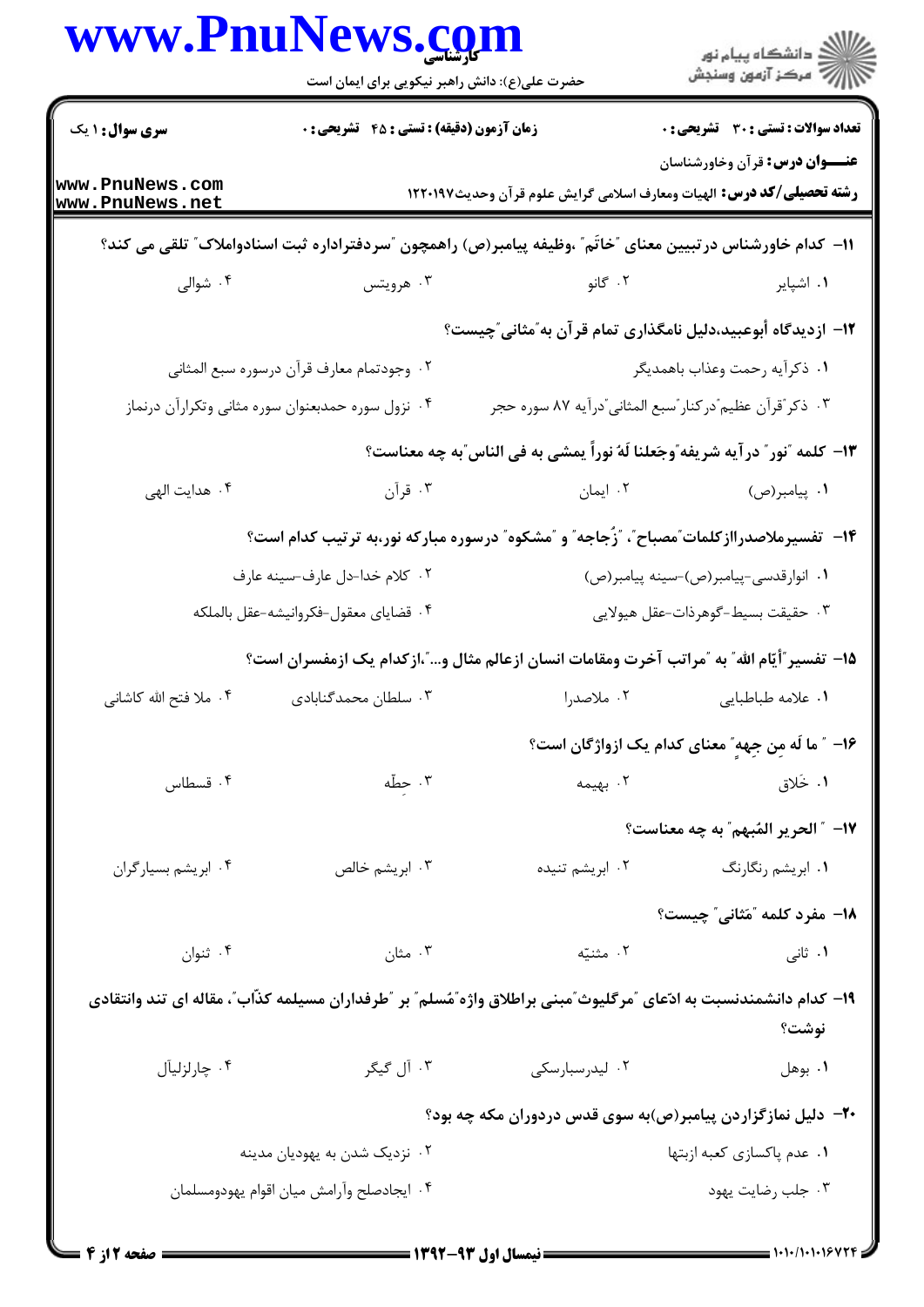۱۱- کدام خاورشناس درتبیین معنای "خاتَم" ،وظیفه پیامبر(ص) راهمچون "سردفترااداره ثبت اسنادواملاک" تلقی می کند؟

۱. اشپایر
۲. گانو
۳. هرویتس
۴. شوالی

۱۲- ازدیدگاه أبوعبید،دلیل نامگذاری تمام قرآن به"مثانی"چیست؟

۱. ذکرآیه رحمت وعذاب باهمدیگر
۲. وجودتمام معارف قرآن درسوره سبع المثانی
۳. ذکر"قرآن عظیم"درکنار"سبع المثانی"درآیه ۸۷ سوره حجر
۴. نزول سوره حمدبعنوان سوره مثانی وتکرارآن درنماز

۱۳- کلمه "نور" درآیه شریفه"وجَعلنا لَهُ نوراً یمشی به فی الناس"به چه معناست؟

۱. پیامبر(ص)
۲. ایمان
۳. قرآن
۴. هدایت الهی

۱۴- تفسیرملاصدراازکلمات"مصباح"، "زُجاجه" و "مشکوه" درسوره مبارکه نور،به ترتیب کدام است؟

۱. انوارقدسی-پیامبر(ص)-سینه پیامبر(ص)
۲. کلام خدا-دل عارف-سینه عارف
۳. حقیقت بسیط-گوهرذات-عقل هیولایی
۴. قضایای معقول-فکروانیشه-عقل بالملکه

۱۵- تفسیر"أیّام الله" به "مراتب آخرت ومقامات انسان ازعالم مثال و..."،ازکدام یک ازمفسران است؟

۱. علامه طباطبایی
۲. ملاصدرا
۳. سلطان محمدگنابادی
۴. ملا فتح الله کاشانی

۱۶- " ما لَه مِن جِهِهٍ" معنای کدام یک ازواژگان است؟

۱. خَلاق
۲. بهیمه
۳. حِطّه
۴. قسطاس

۱۷- "الحریر المُبهم" به چه معناست؟

۱. ابریشم رنگارنگ
۲. ابریشم تنیده
۳. ابریشم خالص
۴. ابریشم بسیارگران

۱۸- مفرد کلمه "مَثانی" چیست؟

۱. ثانی
۲. مثنیّه
۳. مثان
۴. ثنوان

۱۹- کدام دانشمندنسبت به ادّعای "مرگلیوث"مبنی براطلاق واژه"مُسلم" بر "طرفداران مسیلمه کذّاب"، مقاله ای تند وانتقادی نوشت؟

۱. بوهل
۲. لیدرسبارسکی
۳. آل گیگر
۴. چارلزلیآل

۲۰- دلیل نمازگزاردن پیامبر(ص)به سوی قدس دردوران مکه چه بود؟

۱. عدم پاکسازی کعبه ازبتها
۲. نزدیک شدن به یهودیان مدینه
۳. جلب رضایت یهود
۴. ایجادصلح وآرامش میان اقوام یهودومسلمان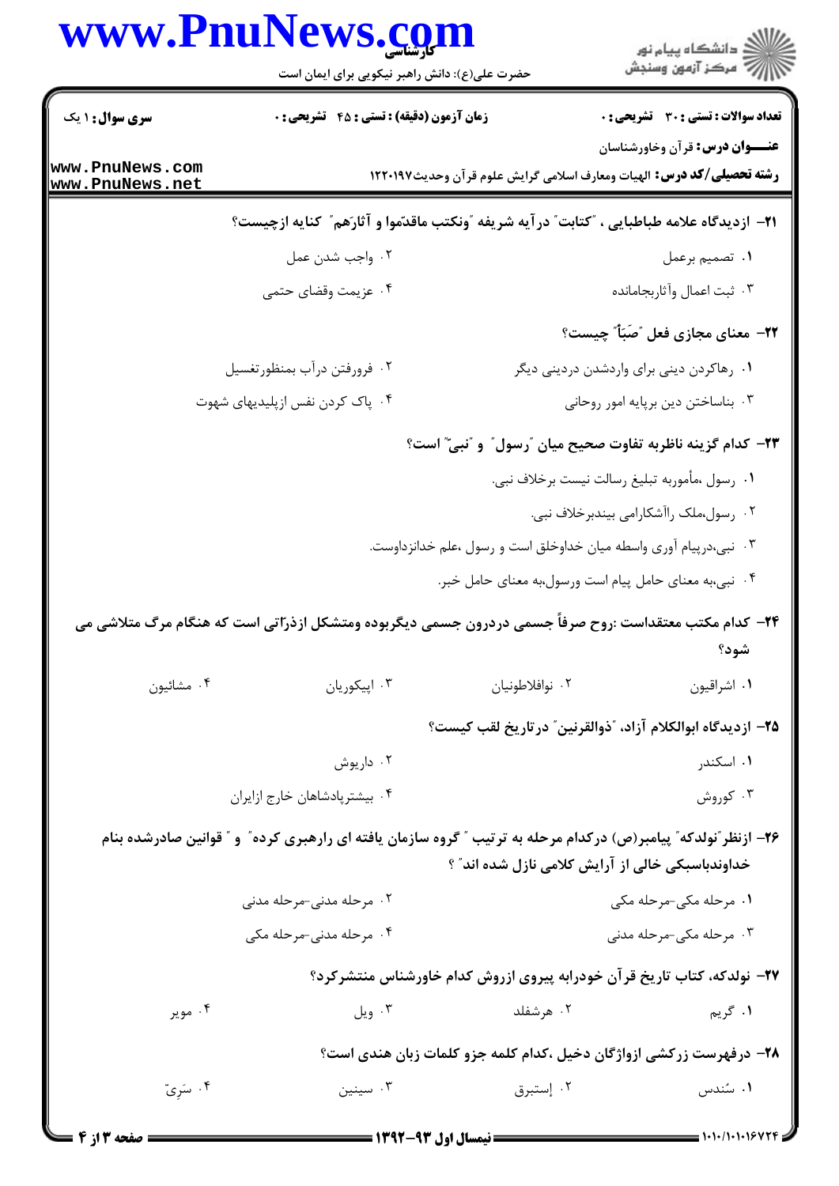**سری سوال:** ۱ یک | **زمان آزمون (دقیقه) : تستی : ۴۵ تشریحی : ۰** | **تعداد سوالات : تستی : ۳۰ تشریحی : ۰**

**عنـــوان درس:** قرآن وخاورشناسان

**رشته تحصیلی/کد درس:** الهیات ومعارف اسلامی گرایش علوم قرآن وحدیث۱۲۲۰۱۹۷

**۲۱- ازدیدگاه علامه طباطبایی ، "کتابت" درآیه شریفه "ونکتب ماقدّموا و آثارَهم" کنایه ازچیست؟**

۱. تصمیم برعمل

۲. واجب شدن عمل

۳. ثبت اعمال وآثاربجامانده

۴. عزیمت وقضای حتمی

**۲۲- معنای مجازی فعل "صَبَأ" چیست؟**

۱. رهاکردن دینی برای واردشدن دردینی دیگر

۲. فرورفتن درآب بمنظورتغسیل

۳. بناساختن دین برپایه امور روحانی

۴. پاک کردن نفس ازپلیدیهای شهوت

**۲۳- کدام گزینه ناظربه تفاوت صحیح میان "رسول" و "نبی" است؟**

۱. رسول ،مأموربه تبلیغ رسالت نیست برخلاف نبی.

۲. رسول،ملک راآشکارامی بیندبرخلاف نبی.

۳. نبی،درپیام آوری واسطه میان خداوخلق است و رسول ،علم خدانزداوست.

۴. نبی،به معنای حامل پیام است ورسول،به معنای حامل خبر.

**۲۴- کدام مکتب معتقداست :روح صرفاً جسمی دردرون جسمی دیگربوده ومتشکل ازذرّاتی است که هنگام مرگ متلاشی می شود؟**

۱. اشراقیون

۲. نوافلاطونیان

۳. اپیکوریان

۴. مشائیون

**۲۵- ازدیدگاه ابوالکلام آزاد، "ذوالقرنین" درتاریخ لقب کیست؟**

۱. اسکندر

۲. داریوش

۳. کوروش

۴. بیشترپادشاهان خارج ازایران

**۲۶- ازنظر"نولدکه" پیامبر(ص) درکدام مرحله به ترتیب " گروه سازمان یافته ای رارهبری کرده" و " قوانین صادرشده بنام خداوندباسبکی خالی از آرایش کلامی نازل شده اند" ؟**

۱. مرحله مکی-مرحله مکی

۲. مرحله مدنی-مرحله مدنی

۳. مرحله مکی-مرحله مدنی

۴. مرحله مدنی-مرحله مکی

**۲۷- نولدکه، کتاب تاریخ قرآن خودرابه پیروی ازروش کدام خاورشناس منتشرکرد؟**

۱. گریم

۲. هرشفلد

۳. ویل

۴. مویر

**۲۸- درفهرست زرکشی ازواژگان دخیل ،کدام کلمه جزو کلمات زبان هندی است؟**

۱. سُندس

۲. إستبرق

۳. سینین

۴. سَرِیّ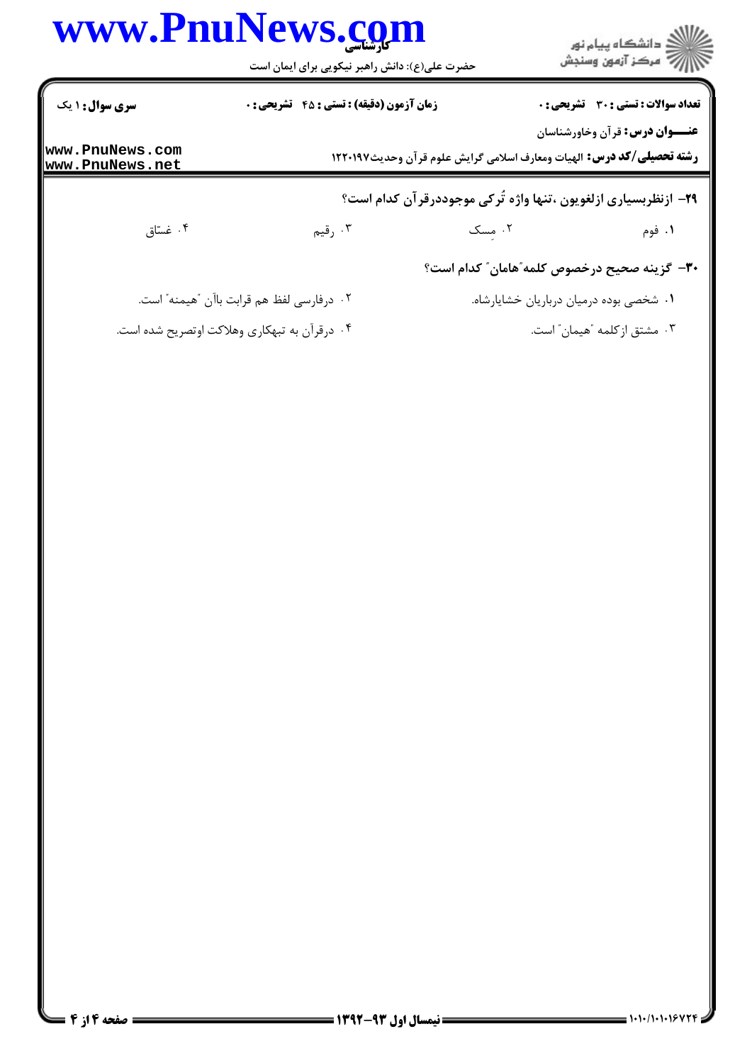**۲۹- ازنظربسیاری ازلغویون ،تنها واژه تُرکی موجوددرقرآن کدام است؟**

۱. فوم

۲. مِسک

۳. رقیم

۴. غسّاق

**۳۰- گزینه صحیح درخصوص کلمه"هامان" کدام است؟**

۱. شخصی بوده درمیان درباریان خشایارشاه.

۲. درفارسی لفظ هم قرابت باآن "هیمنه" است.

۳. مشتق ازکلمه "هیمان" است.

۴. درقرآن به تبهکاری وهلاکت اوتصریح شده است.